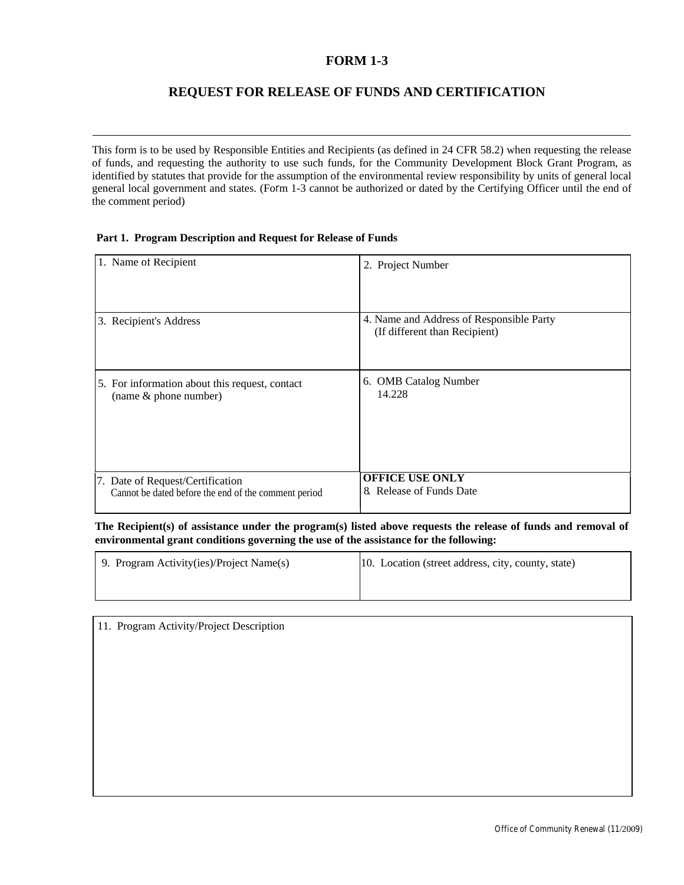# FORM 1-3

## REQUEST FOR RELEASE OF FUNDS AND CERTIFICATION

---

This form is to be used by Responsible Entities and Recipients (as defined in 24 CFR 58.2) when requesting the release of funds, and requesting the authority to use such funds, for the Community Development Block Grant Program, as identified by statutes that provide for the assumption of the environmental review responsibility by units of general local general local government and states. (Form 1-3 cannot be authorized or dated by the Certifying Officer until the end of the comment period)

**Part 1. Program Description and Request for Release of Funds**

| 1. Name of Recipient | 2. Project Number |
|---|---|
| 3. Recipient's Address | 4. Name and Address of Responsible Party (If different than Recipient) |
| 5. For information about this request, contact (name & phone number) | 6. OMB Catalog Number 14.228 |
| 7. Date of Request/Certification Cannot be dated before the end of the comment period | **OFFICE USE ONLY** 8. Release of Funds Date |

**The Recipient(s) of assistance under the program(s) listed above requests the release of funds and removal of environmental grant conditions governing the use of the assistance for the following:**

| 9. Program Activity(ies)/Project Name(s) | 10. Location (street address, city, county, state) |
|---|---|
| | |

| 11. Program Activity/Project Description |
|---|
| |

Office of Community Renewal (11/2009)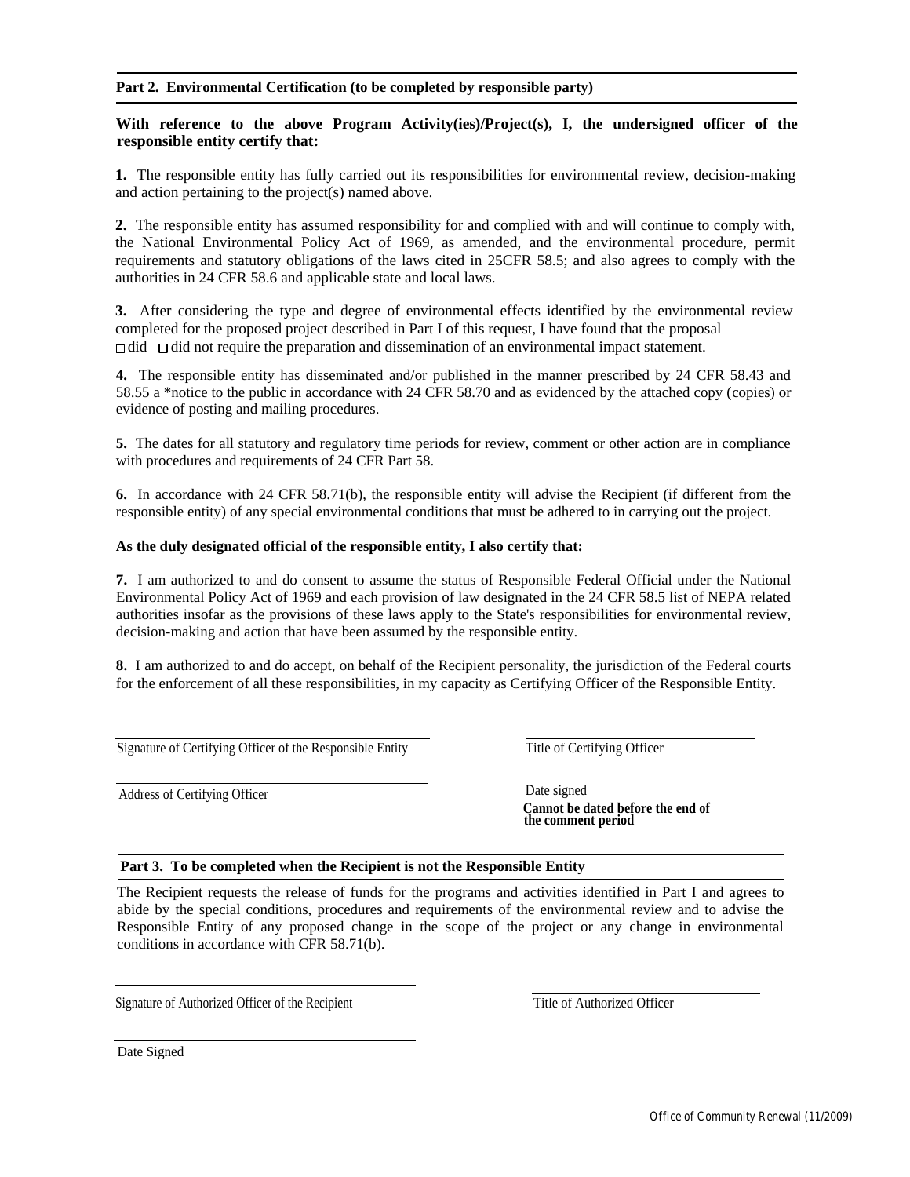**Part 2. Environmental Certification (to be completed by responsible party)**

**With reference to the above Program Activity(ies)/Project(s), I, the undersigned officer of the responsible entity certify that:**

**1.** The responsible entity has fully carried out its responsibilities for environmental review, decision-making and action pertaining to the project(s) named above.

**2.** The responsible entity has assumed responsibility for and complied with and will continue to comply with, the National Environmental Policy Act of 1969, as amended, and the environmental procedure, permit requirements and statutory obligations of the laws cited in 25CFR 58.5; and also agrees to comply with the authorities in 24 CFR 58.6 and applicable state and local laws.

**3.** After considering the type and degree of environmental effects identified by the environmental review completed for the proposed project described in Part I of this request, I have found that the proposal
☐ did ☐ did not require the preparation and dissemination of an environmental impact statement.

**4.** The responsible entity has disseminated and/or published in the manner prescribed by 24 CFR 58.43 and 58.55 a *notice to the public in accordance with 24 CFR 58.70 and as evidenced by the attached copy (copies) or evidence of posting and mailing procedures.

**5.** The dates for all statutory and regulatory time periods for review, comment or other action are in compliance with procedures and requirements of 24 CFR Part 58.

**6.** In accordance with 24 CFR 58.71(b), the responsible entity will advise the Recipient (if different from the responsible entity) of any special environmental conditions that must be adhered to in carrying out the project.

**As the duly designated official of the responsible entity, I also certify that:**

**7.** I am authorized to and do consent to assume the status of Responsible Federal Official under the National Environmental Policy Act of 1969 and each provision of law designated in the 24 CFR 58.5 list of NEPA related authorities insofar as the provisions of these laws apply to the State's responsibilities for environmental review, decision-making and action that have been assumed by the responsible entity.

**8.** I am authorized to and do accept, on behalf of the Recipient personality, the jurisdiction of the Federal courts for the enforcement of all these responsibilities, in my capacity as Certifying Officer of the Responsible Entity.

\_\_\_\_\_\_\_\_\_\_\_\_\_\_\_\_\_\_\_\_\_\_\_\_\_\_\_\_\_\_\_\_\_\_\_\_
Signature of Certifying Officer of the Responsible Entity

\_\_\_\_\_\_\_\_\_\_\_\_\_\_\_\_\_\_\_\_\_\_\_\_\_\_\_\_\_\_\_\_\_\_\_\_
Title of Certifying Officer

\_\_\_\_\_\_\_\_\_\_\_\_\_\_\_\_\_\_\_\_\_\_\_\_\_\_\_\_\_\_\_\_\_\_\_\_
Address of Certifying Officer

\_\_\_\_\_\_\_\_\_\_\_\_\_\_\_\_\_\_\_\_\_\_\_\_\_\_\_\_\_\_\_\_\_\_\_\_
Date signed
**Cannot be dated before the end of the comment period**

**Part 3. To be completed when the Recipient is not the Responsible Entity**

The Recipient requests the release of funds for the programs and activities identified in Part I and agrees to abide by the special conditions, procedures and requirements of the environmental review and to advise the Responsible Entity of any proposed change in the scope of the project or any change in environmental conditions in accordance with CFR 58.71(b).

\_\_\_\_\_\_\_\_\_\_\_\_\_\_\_\_\_\_\_\_\_\_\_\_\_\_\_\_\_\_\_\_\_\_\_\_
Signature of Authorized Officer of the Recipient

\_\_\_\_\_\_\_\_\_\_\_\_\_\_\_\_\_\_\_\_\_\_\_\_\_\_\_\_\_\_\_\_\_\_\_\_
Title of Authorized Officer

\_\_\_\_\_\_\_\_\_\_\_\_\_\_\_\_\_\_\_\_\_\_\_\_\_\_\_\_\_\_\_\_\_\_\_\_
Date Signed

Office of Community Renewal (11/2009)